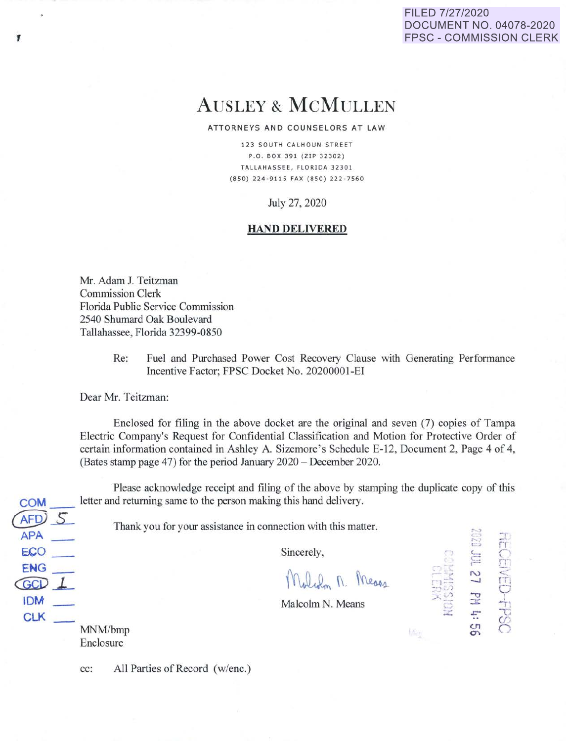FILED 7/27/2020
DOCUMENT NO. 04078-2020
FPSC - COMMISSION CLERK

# AUSLEY & MCMULLEN

ATTORNEYS AND COUNSELORS AT LAW

123 SOUTH CALHOUN STREET
P.O. BOX 391 (ZIP 32302)
TALLAHASSEE, FLORIDA 32301
(850) 224-9115 FAX (850) 222-7560

July 27, 2020

**HAND DELIVERED**

Mr. Adam J. Teitzman
Commission Clerk
Florida Public Service Commission
2540 Shumard Oak Boulevard
Tallahassee, Florida 32399-0850

Re: Fuel and Purchased Power Cost Recovery Clause with Generating Performance Incentive Factor; FPSC Docket No. 20200001-EI

Dear Mr. Teitzman:

Enclosed for filing in the above docket are the original and seven (7) copies of Tampa Electric Company's Request for Confidential Classification and Motion for Protective Order of certain information contained in Ashley A. Sizemore's Schedule E-12, Document 2, Page 4 of 4, (Bates stamp page 47) for the period January 2020 – December 2020.

Please acknowledge receipt and filing of the above by stamping the duplicate copy of this letter and returning same to the person making this hand delivery.

Thank you for your assistance in connection with this matter.

Sincerely,

Malcolm N. Means

COM ___
AFD 5
APA ___
ECO ___
ENG ___
GCL 1
IDM ___
CLK ___

MNM/bmp
Enclosure

cc: All Parties of Record (w/enc.)

RECEIVED-FPSC
2020 JUL 27 PM 4:56
COMMISSION CLERK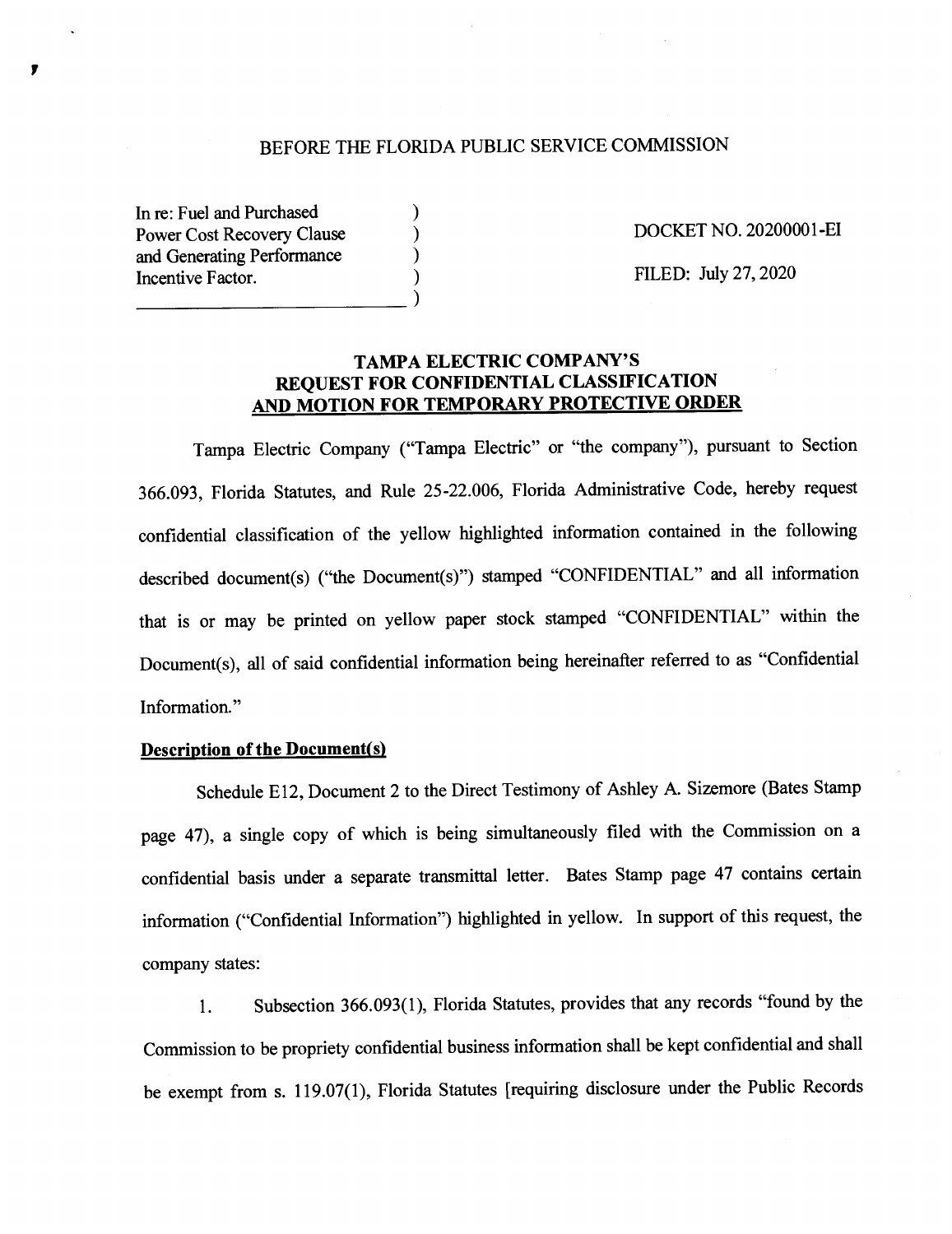BEFORE THE FLORIDA PUBLIC SERVICE COMMISSION

| | | |
|---|---|---|
| In re: Fuel and Purchased Power Cost Recovery Clause and Generating Performance Incentive Factor. | ) | DOCKET NO. 20200001-EI |
| | ) | FILED: July 27, 2020 |

**TAMPA ELECTRIC COMPANY'S REQUEST FOR CONFIDENTIAL CLASSIFICATION AND MOTION FOR TEMPORARY PROTECTIVE ORDER**

Tampa Electric Company ("Tampa Electric" or "the company"), pursuant to Section 366.093, Florida Statutes, and Rule 25-22.006, Florida Administrative Code, hereby request confidential classification of the yellow highlighted information contained in the following described document(s) ("the Document(s)") stamped "CONFIDENTIAL" and all information that is or may be printed on yellow paper stock stamped "CONFIDENTIAL" within the Document(s), all of said confidential information being hereinafter referred to as "Confidential Information."

**Description of the Document(s)**

Schedule E12, Document 2 to the Direct Testimony of Ashley A. Sizemore (Bates Stamp page 47), a single copy of which is being simultaneously filed with the Commission on a confidential basis under a separate transmittal letter. Bates Stamp page 47 contains certain information ("Confidential Information") highlighted in yellow. In support of this request, the company states:

1. Subsection 366.093(1), Florida Statutes, provides that any records "found by the Commission to be propriety confidential business information shall be kept confidential and shall be exempt from s. 119.07(1), Florida Statutes [requiring disclosure under the Public Records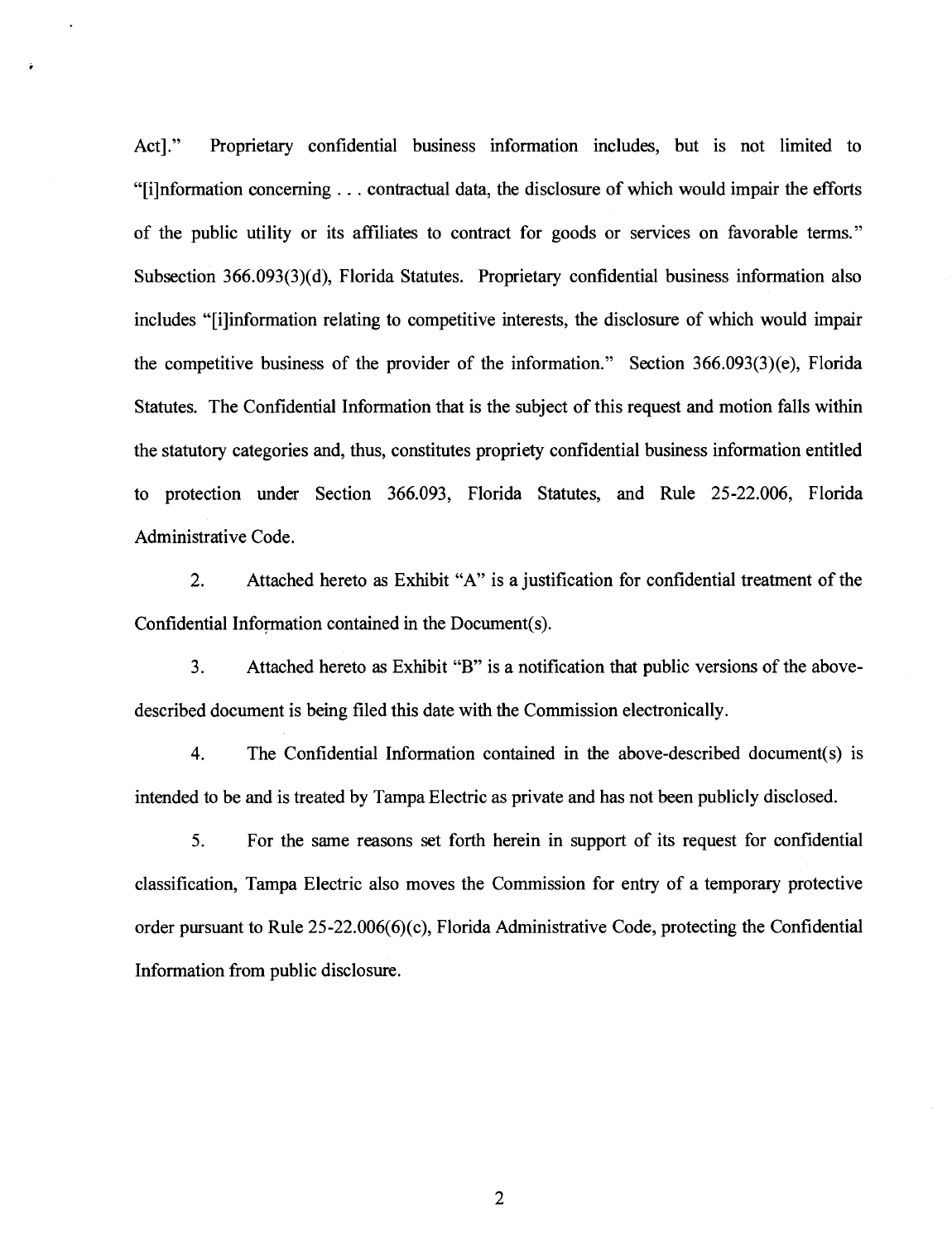Act]." Proprietary confidential business information includes, but is not limited to "[i]nformation concerning . . . contractual data, the disclosure of which would impair the efforts of the public utility or its affiliates to contract for goods or services on favorable terms." Subsection 366.093(3)(d), Florida Statutes. Proprietary confidential business information also includes "[i]information relating to competitive interests, the disclosure of which would impair the competitive business of the provider of the information." Section 366.093(3)(e), Florida Statutes. The Confidential Information that is the subject of this request and motion falls within the statutory categories and, thus, constitutes propriety confidential business information entitled to protection under Section 366.093, Florida Statutes, and Rule 25-22.006, Florida Administrative Code.

2. Attached hereto as Exhibit "A" is a justification for confidential treatment of the Confidential Information contained in the Document(s).

3. Attached hereto as Exhibit "B" is a notification that public versions of the above-described document is being filed this date with the Commission electronically.

4. The Confidential Information contained in the above-described document(s) is intended to be and is treated by Tampa Electric as private and has not been publicly disclosed.

5. For the same reasons set forth herein in support of its request for confidential classification, Tampa Electric also moves the Commission for entry of a temporary protective order pursuant to Rule 25-22.006(6)(c), Florida Administrative Code, protecting the Confidential Information from public disclosure.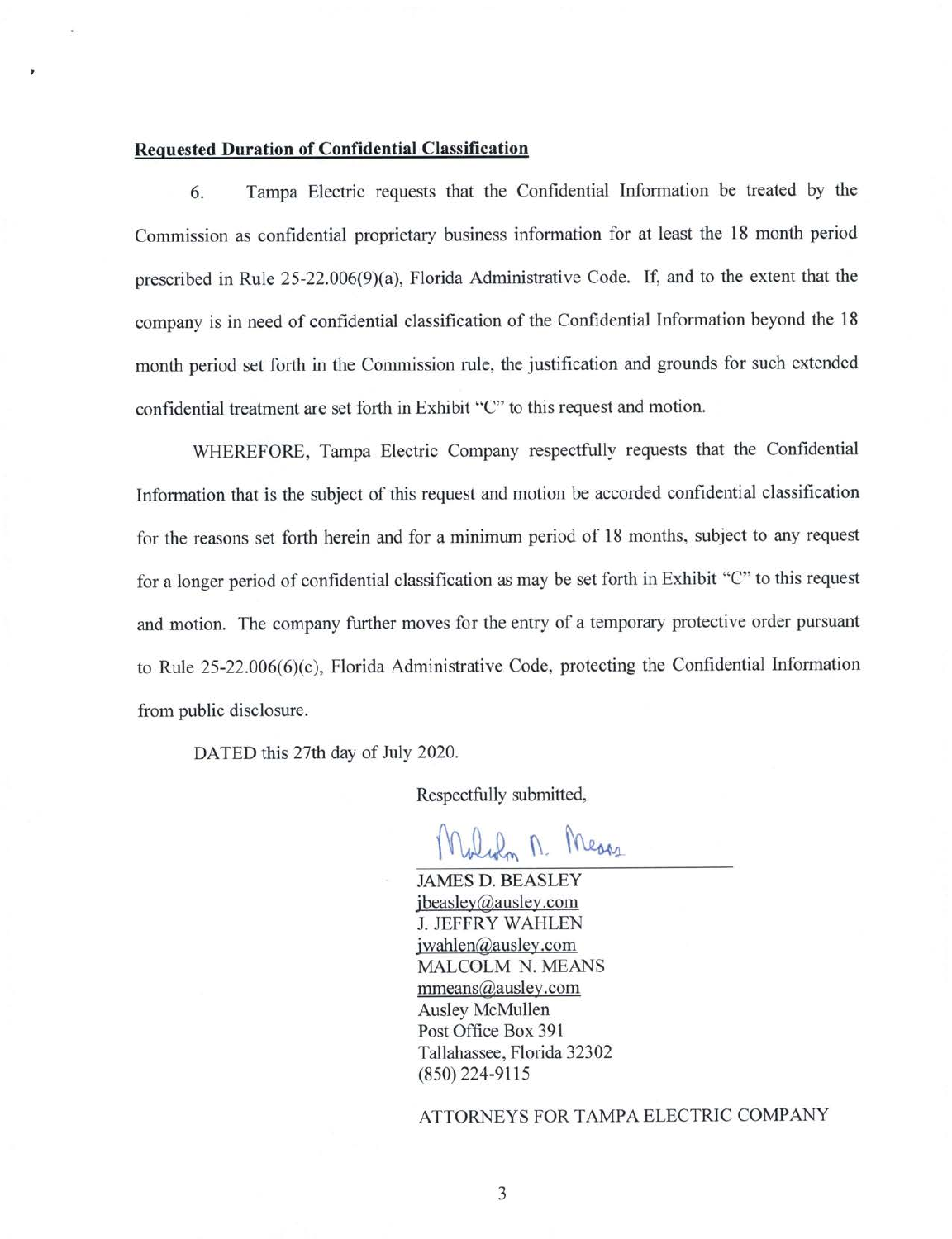**Requested Duration of Confidential Classification**

6. Tampa Electric requests that the Confidential Information be treated by the Commission as confidential proprietary business information for at least the 18 month period prescribed in Rule 25-22.006(9)(a), Florida Administrative Code. If, and to the extent that the company is in need of confidential classification of the Confidential Information beyond the 18 month period set forth in the Commission rule, the justification and grounds for such extended confidential treatment are set forth in Exhibit "C" to this request and motion.

WHEREFORE, Tampa Electric Company respectfully requests that the Confidential Information that is the subject of this request and motion be accorded confidential classification for the reasons set forth herein and for a minimum period of 18 months, subject to any request for a longer period of confidential classification as may be set forth in Exhibit "C" to this request and motion. The company further moves for the entry of a temporary protective order pursuant to Rule 25-22.006(6)(c), Florida Administrative Code, protecting the Confidential Information from public disclosure.

DATED this 27th day of July 2020.

Respectfully submitted,

JAMES D. BEASLEY
jbeasley@ausley.com
J. JEFFRY WAHLEN
jwahlen@ausley.com
MALCOLM N. MEANS
mmeans@ausley.com
Ausley McMullen
Post Office Box 391
Tallahassee, Florida 32302
(850) 224-9115

ATTORNEYS FOR TAMPA ELECTRIC COMPANY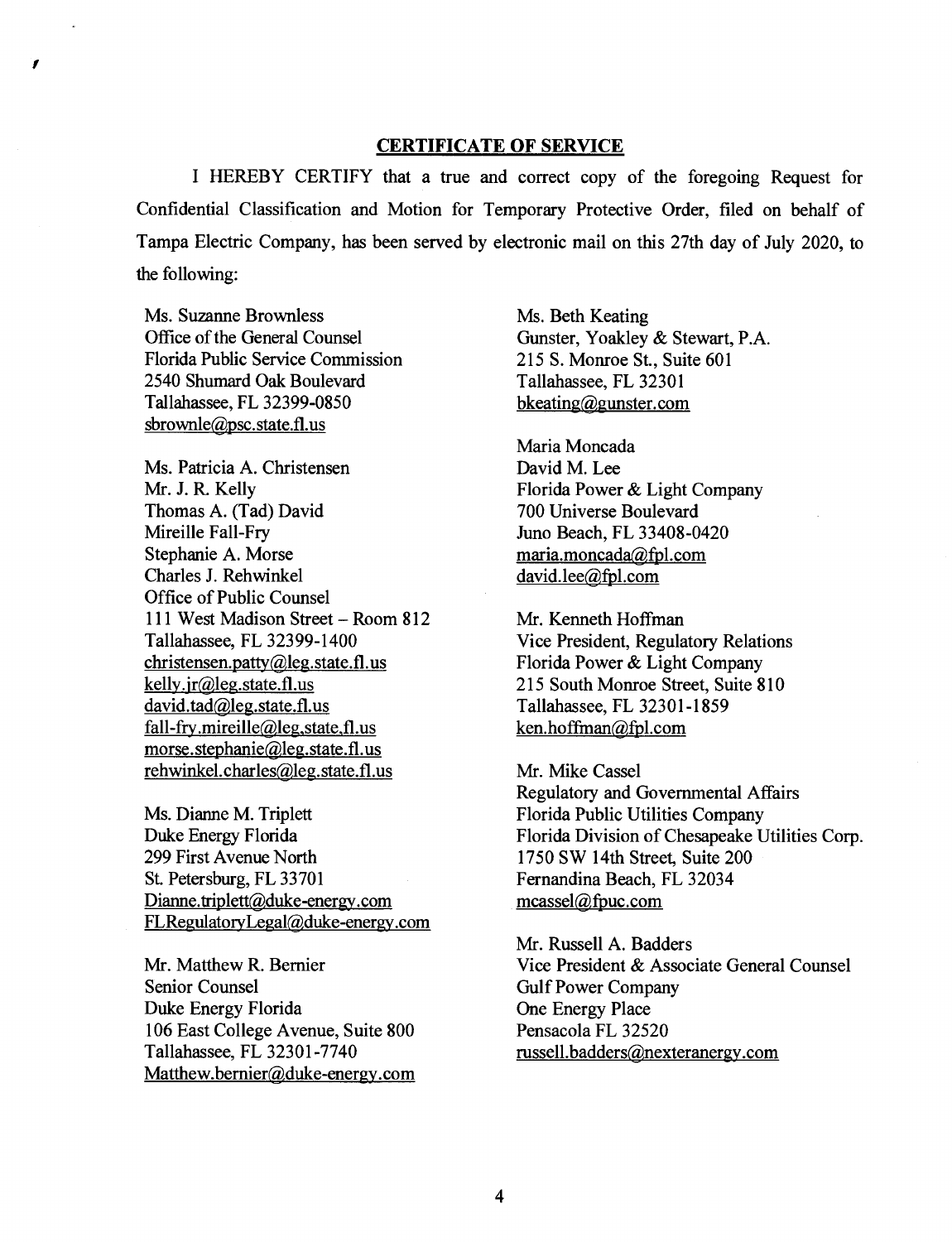**CERTIFICATE OF SERVICE**

I HEREBY CERTIFY that a true and correct copy of the foregoing Request for Confidential Classification and Motion for Temporary Protective Order, filed on behalf of Tampa Electric Company, has been served by electronic mail on this 27th day of July 2020, to the following:

Ms. Suzanne Brownless
Office of the General Counsel
Florida Public Service Commission
2540 Shumard Oak Boulevard
Tallahassee, FL 32399-0850
sbrownle@psc.state.fl.us

Ms. Patricia A. Christensen
Mr. J. R. Kelly
Thomas A. (Tad) David
Mireille Fall-Fry
Stephanie A. Morse
Charles J. Rehwinkel
Office of Public Counsel
111 West Madison Street – Room 812
Tallahassee, FL 32399-1400
christensen.patty@leg.state.fl.us
kelly.jr@leg.state.fl.us
david.tad@leg.state.fl.us
fall-fry.mireille@leg.state.fl.us
morse.stephanie@leg.state.fl.us
rehwinkel.charles@leg.state.fl.us

Ms. Dianne M. Triplett
Duke Energy Florida
299 First Avenue North
St. Petersburg, FL 33701
Dianne.triplett@duke-energy.com
FLRegulatoryLegal@duke-energy.com

Mr. Matthew R. Bernier
Senior Counsel
Duke Energy Florida
106 East College Avenue, Suite 800
Tallahassee, FL 32301-7740
Matthew.bernier@duke-energy.com

Ms. Beth Keating
Gunster, Yoakley & Stewart, P.A.
215 S. Monroe St., Suite 601
Tallahassee, FL 32301
bkeating@gunster.com

Maria Moncada
David M. Lee
Florida Power & Light Company
700 Universe Boulevard
Juno Beach, FL 33408-0420
maria.moncada@fpl.com
david.lee@fpl.com

Mr. Kenneth Hoffman
Vice President, Regulatory Relations
Florida Power & Light Company
215 South Monroe Street, Suite 810
Tallahassee, FL 32301-1859
ken.hoffman@fpl.com

Mr. Mike Cassel
Regulatory and Governmental Affairs
Florida Public Utilities Company
Florida Division of Chesapeake Utilities Corp.
1750 SW 14th Street, Suite 200
Fernandina Beach, FL 32034
mcassel@fpuc.com

Mr. Russell A. Badders
Vice President & Associate General Counsel
Gulf Power Company
One Energy Place
Pensacola FL 32520
russell.badders@nexteranergy.com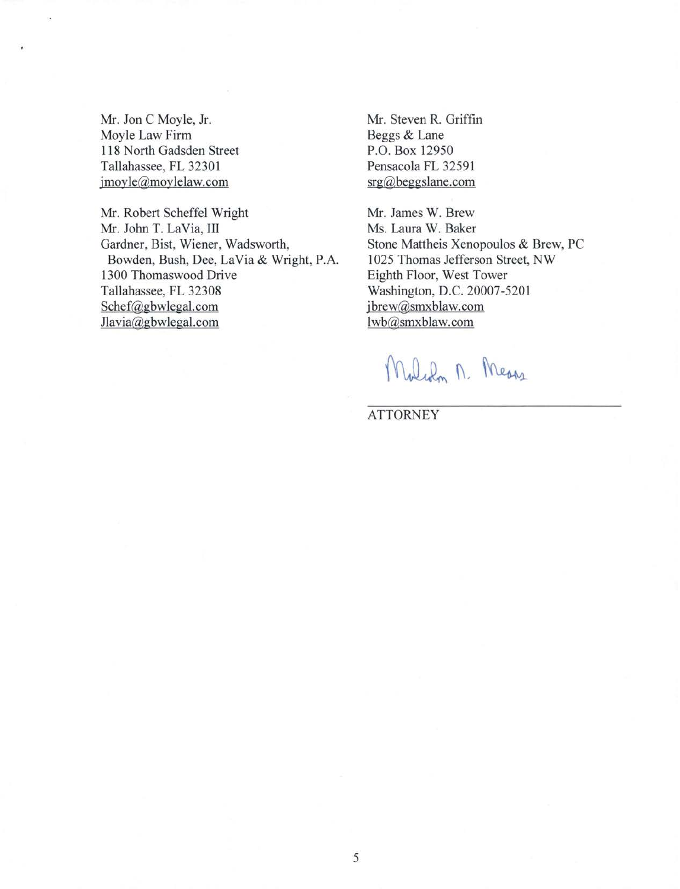Mr. Jon C Moyle, Jr.
Moyle Law Firm
118 North Gadsden Street
Tallahassee, FL 32301
jmoyle@moylelaw.com

Mr. Robert Scheffel Wright
Mr. John T. LaVia, III
Gardner, Bist, Wiener, Wadsworth,
Bowden, Bush, Dee, LaVia & Wright, P.A.
1300 Thomaswood Drive
Tallahassee, FL 32308
Schef@gbwlegal.com
Jlavia@gbwlegal.com

Mr. Steven R. Griffin
Beggs & Lane
P.O. Box 12950
Pensacola FL 32591
srg@beggslane.com

Mr. James W. Brew
Ms. Laura W. Baker
Stone Mattheis Xenopoulos & Brew, PC
1025 Thomas Jefferson Street, NW
Eighth Floor, West Tower
Washington, D.C. 20007-5201
jbrew@smxblaw.com
lwb@smxblaw.com

Malcolm N. Means

ATTORNEY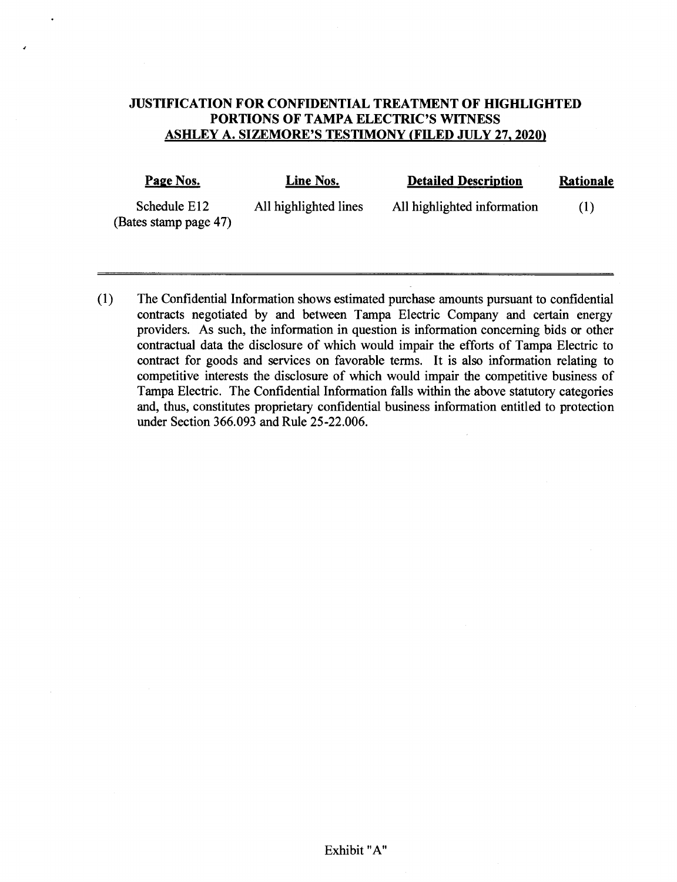**JUSTIFICATION FOR CONFIDENTIAL TREATMENT OF HIGHLIGHTED PORTIONS OF TAMPA ELECTRIC'S WITNESS ASHLEY A. SIZEMORE'S TESTIMONY (FILED JULY 27, 2020)**

| Page Nos. | Line Nos. | Detailed Description | Rationale |
|---|---|---|---|
| Schedule E12 (Bates stamp page 47) | All highlighted lines | All highlighted information | (1) |

(1) The Confidential Information shows estimated purchase amounts pursuant to confidential contracts negotiated by and between Tampa Electric Company and certain energy providers. As such, the information in question is information concerning bids or other contractual data the disclosure of which would impair the efforts of Tampa Electric to contract for goods and services on favorable terms. It is also information relating to competitive interests the disclosure of which would impair the competitive business of Tampa Electric. The Confidential Information falls within the above statutory categories and, thus, constitutes proprietary confidential business information entitled to protection under Section 366.093 and Rule 25-22.006.

Exhibit "A"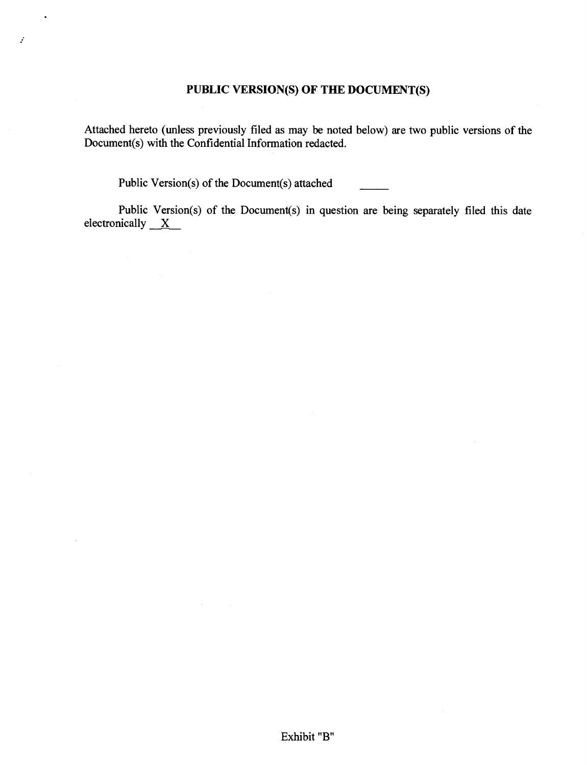**PUBLIC VERSION(S) OF THE DOCUMENT(S)**

Attached hereto (unless previously filed as may be noted below) are two public versions of the Document(s) with the Confidential Information redacted.

Public Version(s) of the Document(s) attached _____

Public Version(s) of the Document(s) in question are being separately filed this date electronically __X__

Exhibit "B"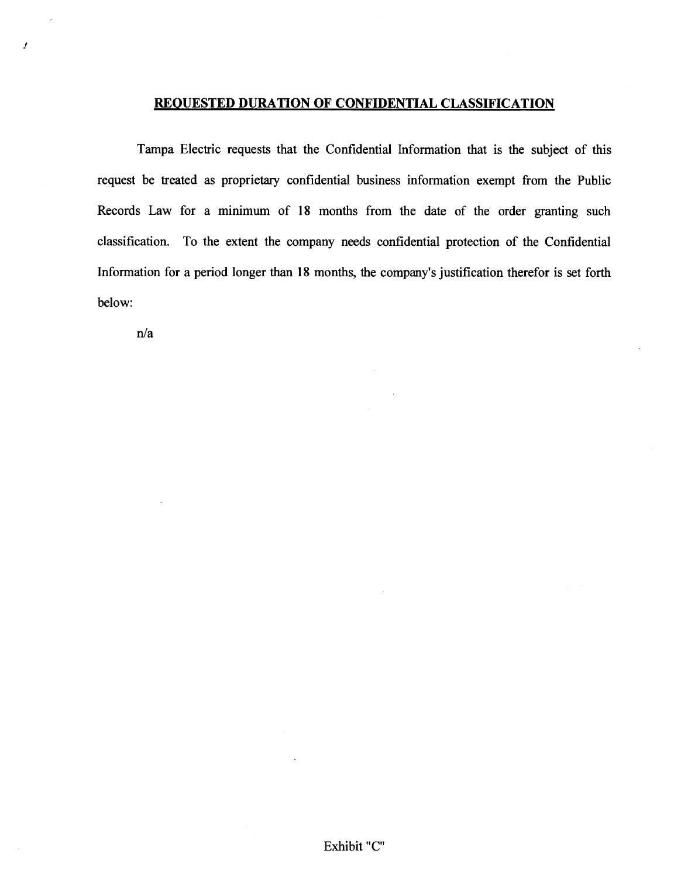## REQUESTED DURATION OF CONFIDENTIAL CLASSIFICATION

Tampa Electric requests that the Confidential Information that is the subject of this request be treated as proprietary confidential business information exempt from the Public Records Law for a minimum of 18 months from the date of the order granting such classification. To the extent the company needs confidential protection of the Confidential Information for a period longer than 18 months, the company's justification therefor is set forth below:

n/a

Exhibit "C"